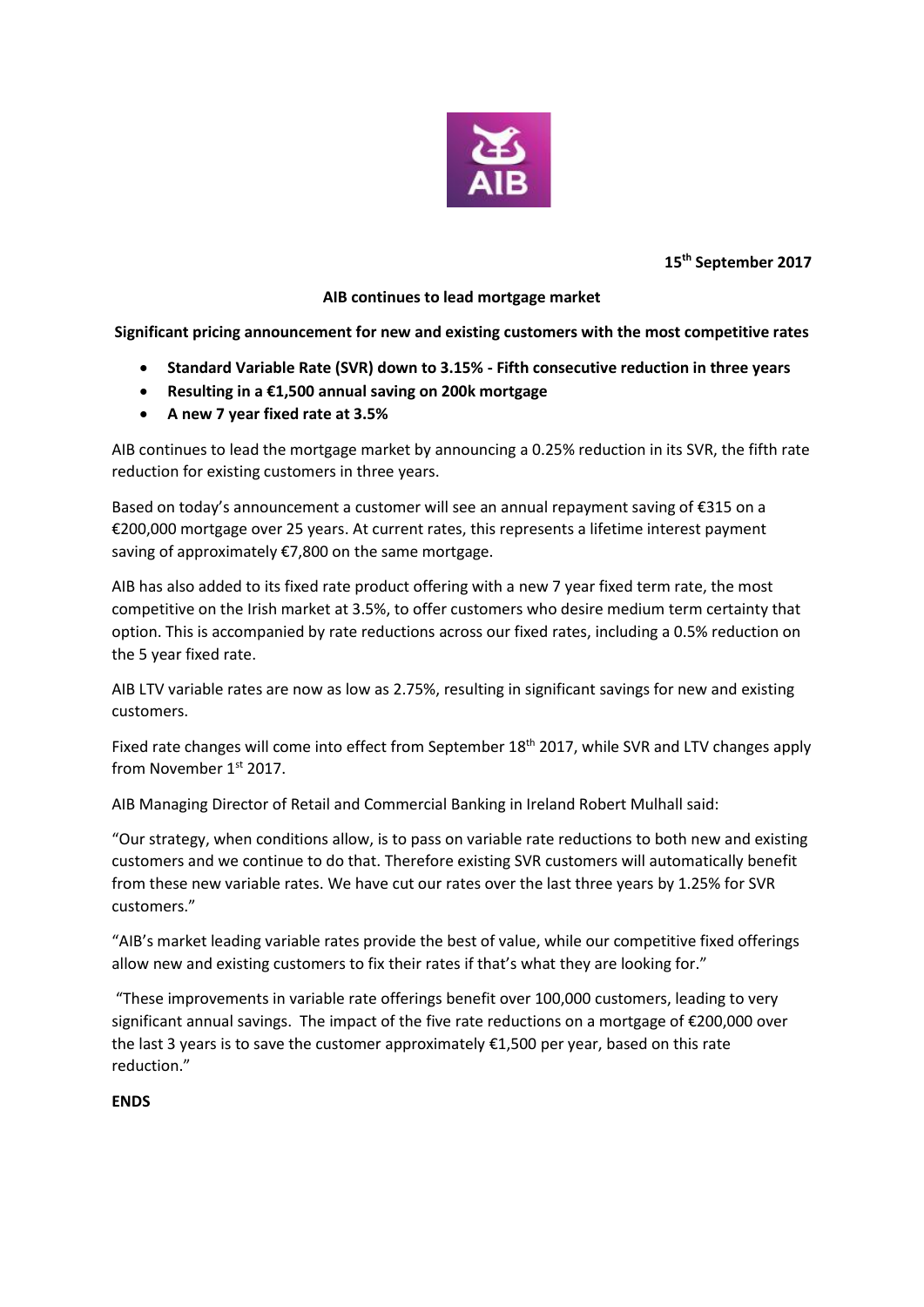15th September 2017

**AIB continues to lead mortgage market**

**Significant pricing announcement for new and existing customers with the most competitive rates**

- **Standard Variable Rate (SVR) down to 3.15% - Fifth consecutive reduction in three years**
- **Resulting in a €1,500 annual saving on 200k mortgage**
- **A new 7 year fixed rate at 3.5%**

AIB continues to lead the mortgage market by announcing a 0.25% reduction in its SVR, the fifth rate reduction for existing customers in three years.

Based on today's announcement a customer will see an annual repayment saving of €315 on a €200,000 mortgage over 25 years. At current rates, this represents a lifetime interest payment saving of approximately €7,800 on the same mortgage.

AIB has also added to its fixed rate product offering with a new 7 year fixed term rate, the most competitive on the Irish market at 3.5%, to offer customers who desire medium term certainty that option. This is accompanied by rate reductions across our fixed rates, including a 0.5% reduction on the 5 year fixed rate.

AIB LTV variable rates are now as low as 2.75%, resulting in significant savings for new and existing customers.

Fixed rate changes will come into effect from September 18th 2017, while SVR and LTV changes apply from November 1st 2017.

AIB Managing Director of Retail and Commercial Banking in Ireland Robert Mulhall said:

"Our strategy, when conditions allow, is to pass on variable rate reductions to both new and existing customers and we continue to do that. Therefore existing SVR customers will automatically benefit from these new variable rates. We have cut our rates over the last three years by 1.25% for SVR customers."

"AIB's market leading variable rates provide the best of value, while our competitive fixed offerings allow new and existing customers to fix their rates if that's what they are looking for."

"These improvements in variable rate offerings benefit over 100,000 customers, leading to very significant annual savings. The impact of the five rate reductions on a mortgage of €200,000 over the last 3 years is to save the customer approximately €1,500 per year, based on this rate reduction."

**ENDS**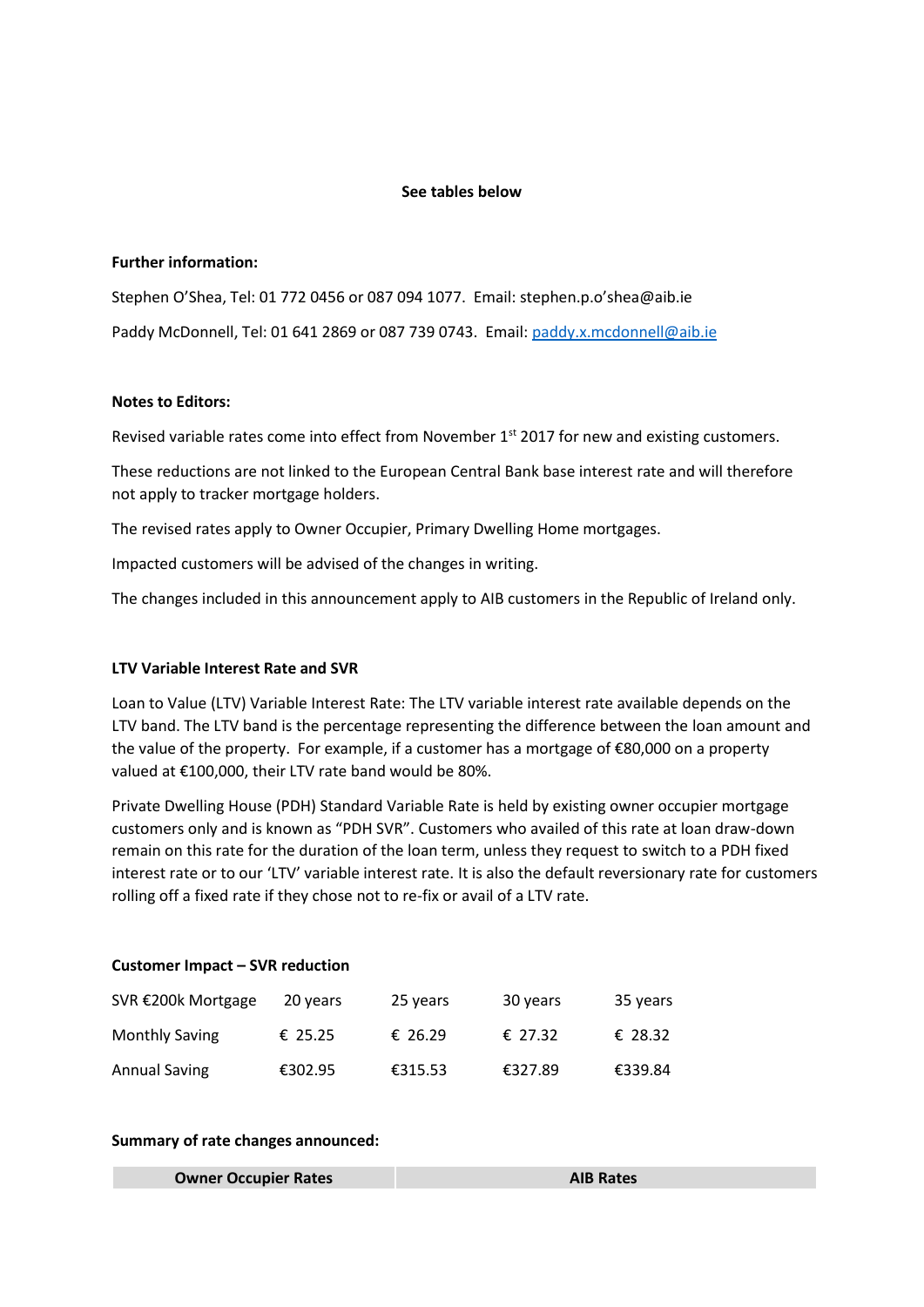**See tables below**

**Further information:**

Stephen O'Shea, Tel: 01 772 0456 or 087 094 1077. Email: stephen.p.o'shea@aib.ie

Paddy McDonnell, Tel: 01 641 2869 or 087 739 0743. Email: paddy.x.mcdonnell@aib.ie

**Notes to Editors:**

Revised variable rates come into effect from November 1st 2017 for new and existing customers.

These reductions are not linked to the European Central Bank base interest rate and will therefore not apply to tracker mortgage holders.

The revised rates apply to Owner Occupier, Primary Dwelling Home mortgages.

Impacted customers will be advised of the changes in writing.

The changes included in this announcement apply to AIB customers in the Republic of Ireland only.

**LTV Variable Interest Rate and SVR**

Loan to Value (LTV) Variable Interest Rate: The LTV variable interest rate available depends on the LTV band. The LTV band is the percentage representing the difference between the loan amount and the value of the property. For example, if a customer has a mortgage of €80,000 on a property valued at €100,000, their LTV rate band would be 80%.

Private Dwelling House (PDH) Standard Variable Rate is held by existing owner occupier mortgage customers only and is known as "PDH SVR". Customers who availed of this rate at loan draw-down remain on this rate for the duration of the loan term, unless they request to switch to a PDH fixed interest rate or to our 'LTV' variable interest rate. It is also the default reversionary rate for customers rolling off a fixed rate if they chose not to re-fix or avail of a LTV rate.

**Customer Impact – SVR reduction**

| SVR €200k Mortgage | 20 years | 25 years | 30 years | 35 years |
|---|---|---|---|---|
| Monthly Saving | € 25.25 | € 26.29 | € 27.32 | € 28.32 |
| Annual Saving | €302.95 | €315.53 | €327.89 | €339.84 |

**Summary of rate changes announced:**

| Owner Occupier Rates | AIB Rates |
|---|---|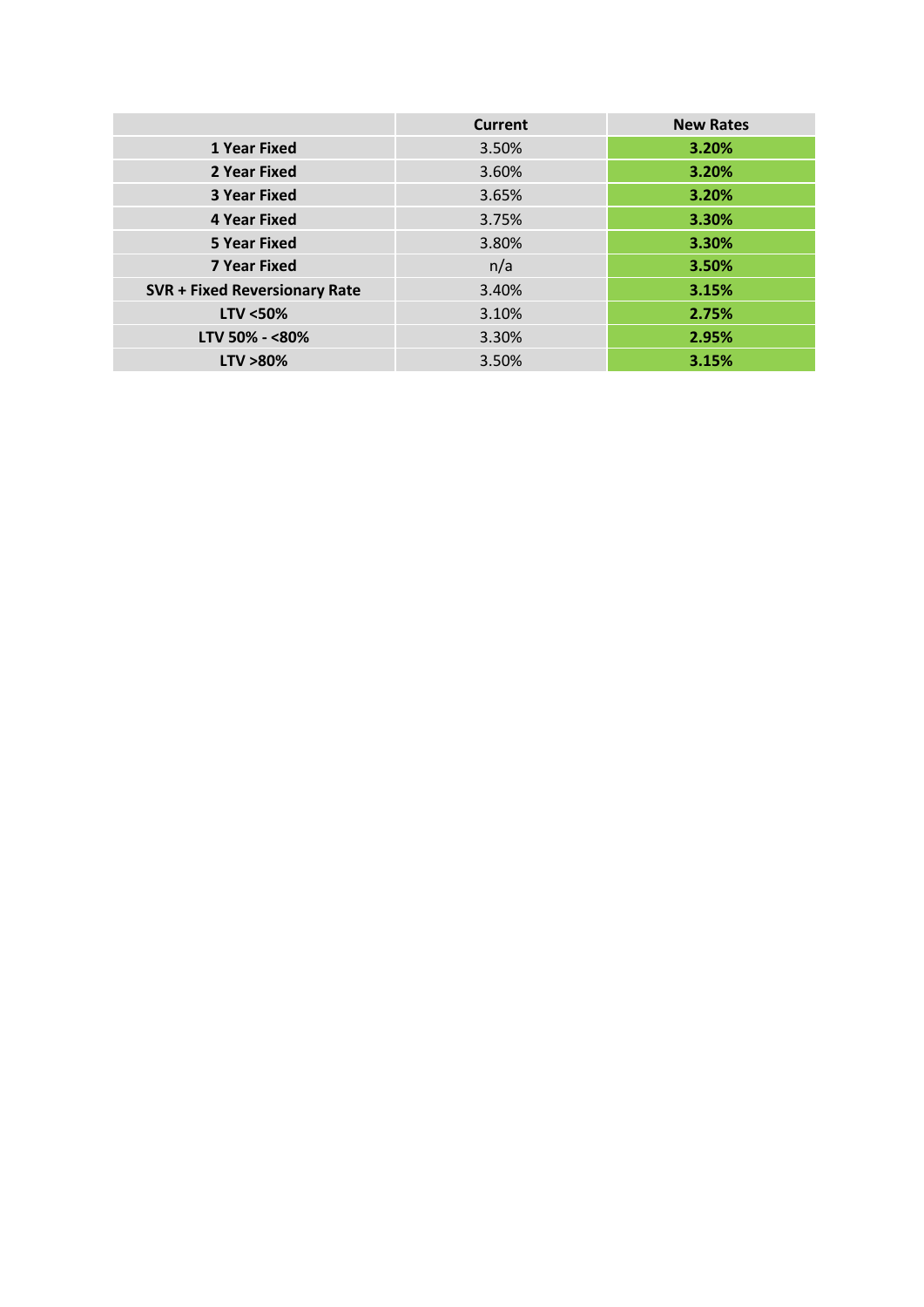| | Current | New Rates |
|---|---|---|
| **1 Year Fixed** | 3.50% | **3.20%** |
| **2 Year Fixed** | 3.60% | **3.20%** |
| **3 Year Fixed** | 3.65% | **3.20%** |
| **4 Year Fixed** | 3.75% | **3.30%** |
| **5 Year Fixed** | 3.80% | **3.30%** |
| **7 Year Fixed** | n/a | **3.50%** |
| **SVR + Fixed Reversionary Rate** | 3.40% | **3.15%** |
| **LTV <50%** | 3.10% | **2.75%** |
| **LTV 50% - <80%** | 3.30% | **2.95%** |
| **LTV >80%** | 3.50% | **3.15%** |